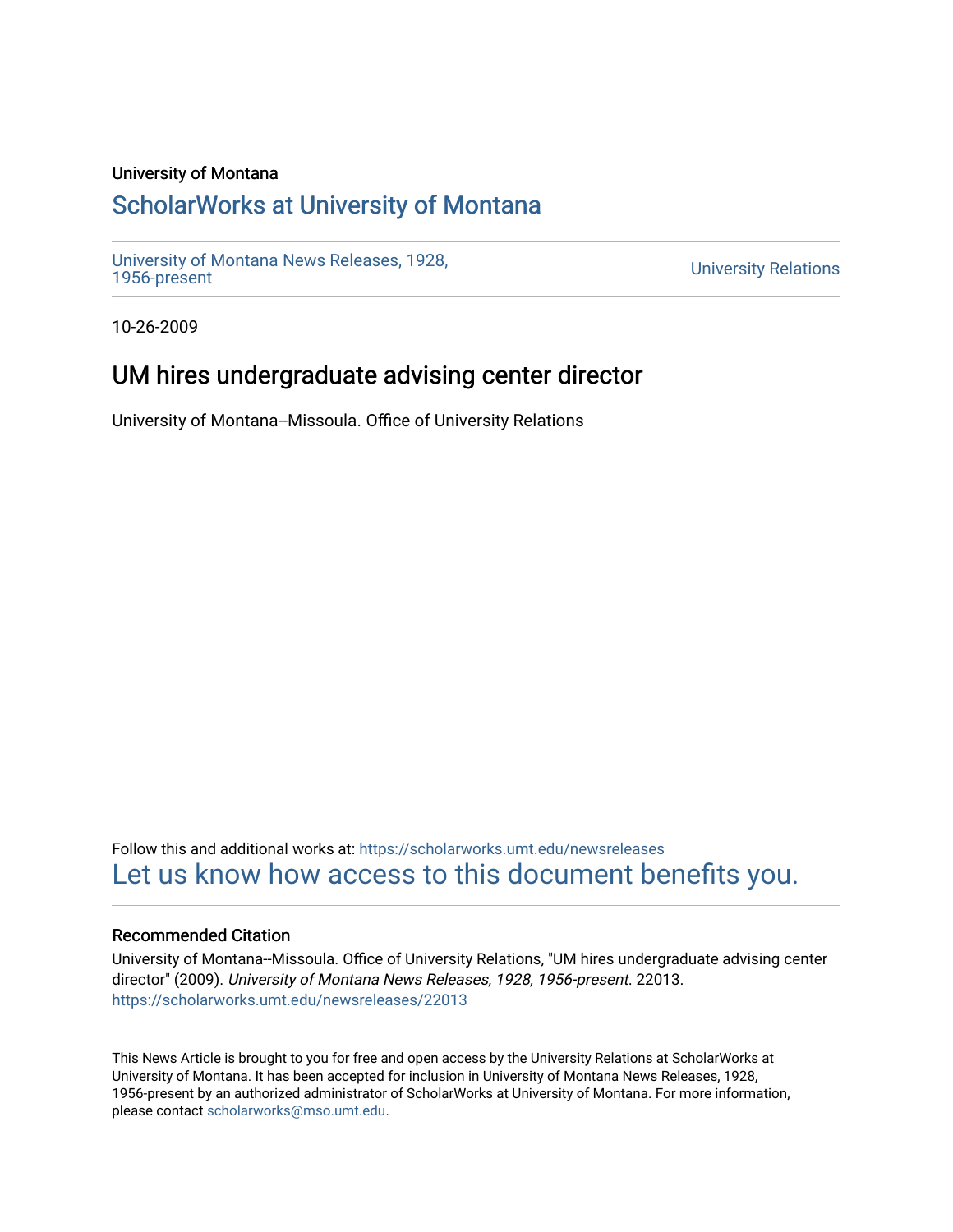University of Montana

# ScholarWorks at University of Montana

University of Montana News Releases, 1928, 1956-present

University Relations

10-26-2009

## UM hires undergraduate advising center director

University of Montana--Missoula. Office of University Relations

Follow this and additional works at: https://scholarworks.umt.edu/newsreleases

Let us know how access to this document benefits you.

### Recommended Citation

University of Montana--Missoula. Office of University Relations, "UM hires undergraduate advising center director" (2009). *University of Montana News Releases, 1928, 1956-present*. 22013. https://scholarworks.umt.edu/newsreleases/22013

This News Article is brought to you for free and open access by the University Relations at ScholarWorks at University of Montana. It has been accepted for inclusion in University of Montana News Releases, 1928, 1956-present by an authorized administrator of ScholarWorks at University of Montana. For more information, please contact scholarworks@mso.umt.edu.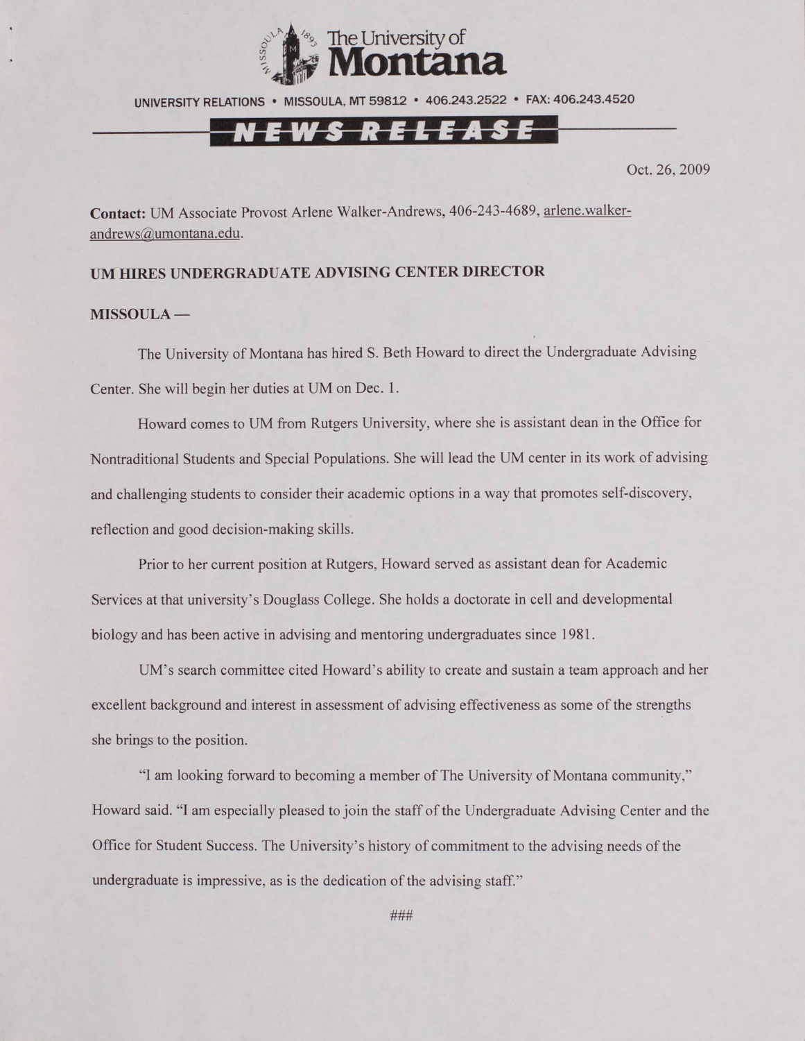The University of Montana

UNIVERSITY RELATIONS • MISSOULA, MT 59812 • 406.243.2522 • FAX: 406.243.4520

NEWS RELEASE

Oct. 26, 2009

**Contact:** UM Associate Provost Arlene Walker-Andrews, 406-243-4689, arlene.walker-andrews@umontana.edu.

**UM HIRES UNDERGRADUATE ADVISING CENTER DIRECTOR**

**MISSOULA —**

The University of Montana has hired S. Beth Howard to direct the Undergraduate Advising Center. She will begin her duties at UM on Dec. 1.

Howard comes to UM from Rutgers University, where she is assistant dean in the Office for Nontraditional Students and Special Populations. She will lead the UM center in its work of advising and challenging students to consider their academic options in a way that promotes self-discovery, reflection and good decision-making skills.

Prior to her current position at Rutgers, Howard served as assistant dean for Academic Services at that university's Douglass College. She holds a doctorate in cell and developmental biology and has been active in advising and mentoring undergraduates since 1981.

UM's search committee cited Howard's ability to create and sustain a team approach and her excellent background and interest in assessment of advising effectiveness as some of the strengths she brings to the position.

"I am looking forward to becoming a member of The University of Montana community," Howard said. "I am especially pleased to join the staff of the Undergraduate Advising Center and the Office for Student Success. The University's history of commitment to the advising needs of the undergraduate is impressive, as is the dedication of the advising staff."

###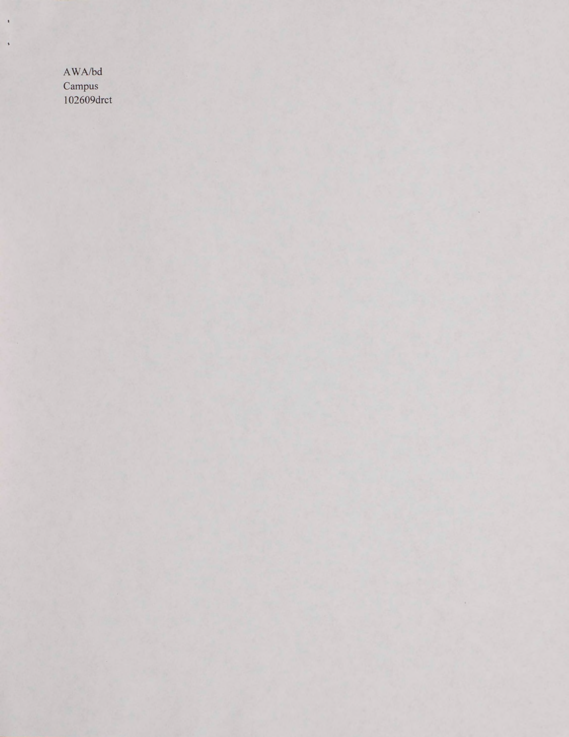AWA/bd
Campus
102609drct